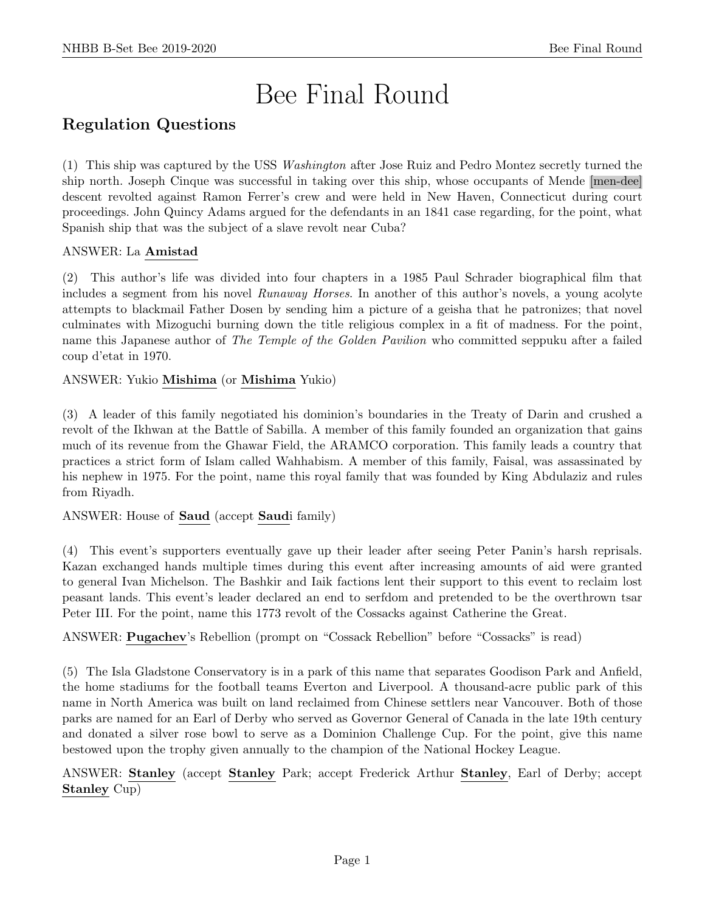# Bee Final Round

## Regulation Questions

(1) This ship was captured by the USS *Washington* after Jose Ruiz and Pedro Montez secretly turned the ship north. Joseph Cinque was successful in taking over this ship, whose occupants of Mende [men-dee] descent revolted against Ramon Ferrer's crew and were held in New Haven, Connecticut during court proceedings. John Quincy Adams argued for the defendants in an 1841 case regarding, for the point, what Spanish ship that was the subject of a slave revolt near Cuba?

ANSWER: La **Amistad**

(2) This author's life was divided into four chapters in a 1985 Paul Schrader biographical film that includes a segment from his novel *Runaway Horses*. In another of this author's novels, a young acolyte attempts to blackmail Father Dosen by sending him a picture of a geisha that he patronizes; that novel culminates with Mizoguchi burning down the title religious complex in a fit of madness. For the point, name this Japanese author of *The Temple of the Golden Pavilion* who committed seppuku after a failed coup d'etat in 1970.

ANSWER: Yukio **Mishima** (or **Mishima** Yukio)

(3) A leader of this family negotiated his dominion's boundaries in the Treaty of Darin and crushed a revolt of the Ikhwan at the Battle of Sabilla. A member of this family founded an organization that gains much of its revenue from the Ghawar Field, the ARAMCO corporation. This family leads a country that practices a strict form of Islam called Wahhabism. A member of this family, Faisal, was assassinated by his nephew in 1975. For the point, name this royal family that was founded by King Abdulaziz and rules from Riyadh.

ANSWER: House of **Saud** (accept **Saud**i family)

(4) This event's supporters eventually gave up their leader after seeing Peter Panin's harsh reprisals. Kazan exchanged hands multiple times during this event after increasing amounts of aid were granted to general Ivan Michelson. The Bashkir and Iaik factions lent their support to this event to reclaim lost peasant lands. This event's leader declared an end to serfdom and pretended to be the overthrown tsar Peter III. For the point, name this 1773 revolt of the Cossacks against Catherine the Great.

ANSWER: **Pugachev**'s Rebellion (prompt on "Cossack Rebellion" before "Cossacks" is read)

(5) The Isla Gladstone Conservatory is in a park of this name that separates Goodison Park and Anfield, the home stadiums for the football teams Everton and Liverpool. A thousand-acre public park of this name in North America was built on land reclaimed from Chinese settlers near Vancouver. Both of those parks are named for an Earl of Derby who served as Governor General of Canada in the late 19th century and donated a silver rose bowl to serve as a Dominion Challenge Cup. For the point, give this name bestowed upon the trophy given annually to the champion of the National Hockey League.

ANSWER: **Stanley** (accept **Stanley** Park; accept Frederick Arthur **Stanley**, Earl of Derby; accept **Stanley** Cup)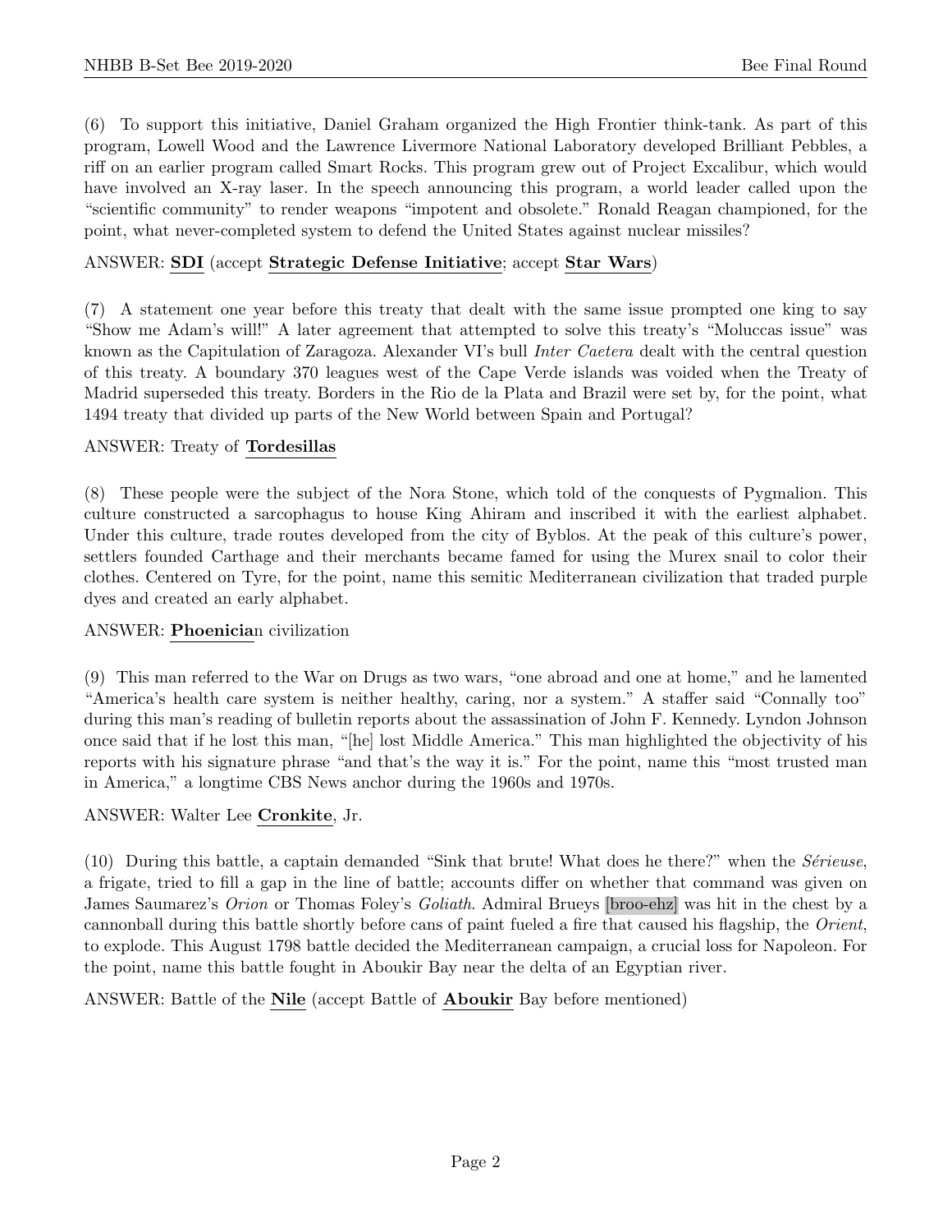(6) To support this initiative, Daniel Graham organized the High Frontier think-tank. As part of this program, Lowell Wood and the Lawrence Livermore National Laboratory developed Brilliant Pebbles, a riff on an earlier program called Smart Rocks. This program grew out of Project Excalibur, which would have involved an X-ray laser. In the speech announcing this program, a world leader called upon the "scientific community" to render weapons "impotent and obsolete." Ronald Reagan championed, for the point, what never-completed system to defend the United States against nuclear missiles?

ANSWER: **SDI** (accept **Strategic Defense Initiative**; accept **Star Wars**)

(7) A statement one year before this treaty that dealt with the same issue prompted one king to say "Show me Adam's will!" A later agreement that attempted to solve this treaty's "Moluccas issue" was known as the Capitulation of Zaragoza. Alexander VI's bull *Inter Caetera* dealt with the central question of this treaty. A boundary 370 leagues west of the Cape Verde islands was voided when the Treaty of Madrid superseded this treaty. Borders in the Rio de la Plata and Brazil were set by, for the point, what 1494 treaty that divided up parts of the New World between Spain and Portugal?

ANSWER: Treaty of **Tordesillas**

(8) These people were the subject of the Nora Stone, which told of the conquests of Pygmalion. This culture constructed a sarcophagus to house King Ahiram and inscribed it with the earliest alphabet. Under this culture, trade routes developed from the city of Byblos. At the peak of this culture's power, settlers founded Carthage and their merchants became famed for using the Murex snail to color their clothes. Centered on Tyre, for the point, name this semitic Mediterranean civilization that traded purple dyes and created an early alphabet.

ANSWER: **Phoenicia**n civilization

(9) This man referred to the War on Drugs as two wars, "one abroad and one at home," and he lamented "America's health care system is neither healthy, caring, nor a system." A staffer said "Connally too" during this man's reading of bulletin reports about the assassination of John F. Kennedy. Lyndon Johnson once said that if he lost this man, "[he] lost Middle America." This man highlighted the objectivity of his reports with his signature phrase "and that's the way it is." For the point, name this "most trusted man in America," a longtime CBS News anchor during the 1960s and 1970s.

ANSWER: Walter Lee **Cronkite**, Jr.

(10) During this battle, a captain demanded "Sink that brute! What does he there?" when the *Sérieuse*, a frigate, tried to fill a gap in the line of battle; accounts differ on whether that command was given on James Saumarez's *Orion* or Thomas Foley's *Goliath*. Admiral Brueys [broo-ehz] was hit in the chest by a cannonball during this battle shortly before cans of paint fueled a fire that caused his flagship, the *Orient*, to explode. This August 1798 battle decided the Mediterranean campaign, a crucial loss for Napoleon. For the point, name this battle fought in Aboukir Bay near the delta of an Egyptian river.

ANSWER: Battle of the **Nile** (accept Battle of **Aboukir** Bay before mentioned)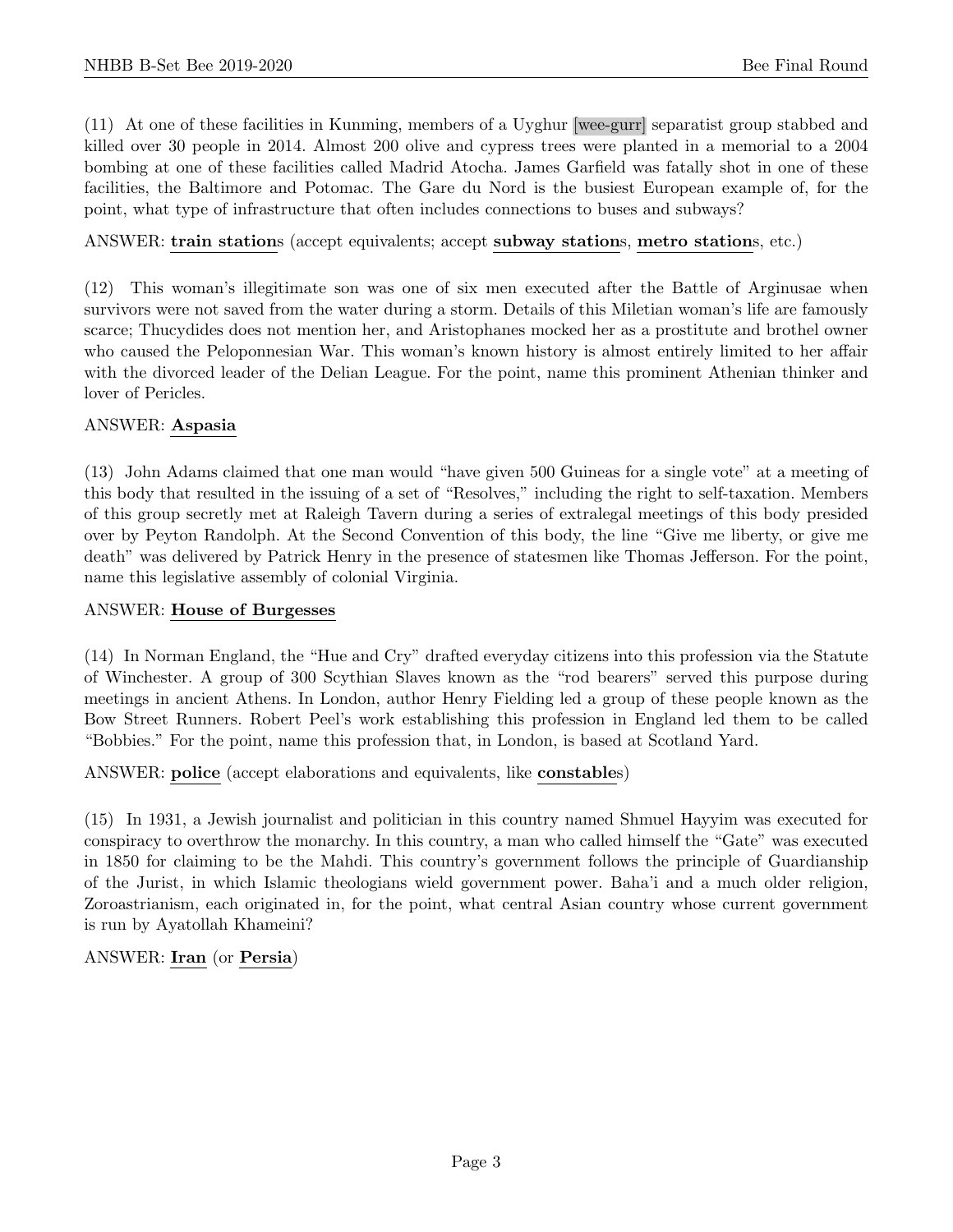(11) At one of these facilities in Kunming, members of a Uyghur [wee-gurr] separatist group stabbed and killed over 30 people in 2014. Almost 200 olive and cypress trees were planted in a memorial to a 2004 bombing at one of these facilities called Madrid Atocha. James Garfield was fatally shot in one of these facilities, the Baltimore and Potomac. The Gare du Nord is the busiest European example of, for the point, what type of infrastructure that often includes connections to buses and subways?

ANSWER: **train station**s (accept equivalents; accept **subway station**s, **metro station**s, etc.)

(12) This woman's illegitimate son was one of six men executed after the Battle of Arginusae when survivors were not saved from the water during a storm. Details of this Miletian woman's life are famously scarce; Thucydides does not mention her, and Aristophanes mocked her as a prostitute and brothel owner who caused the Peloponnesian War. This woman's known history is almost entirely limited to her affair with the divorced leader of the Delian League. For the point, name this prominent Athenian thinker and lover of Pericles.

ANSWER: **Aspasia**

(13) John Adams claimed that one man would "have given 500 Guineas for a single vote" at a meeting of this body that resulted in the issuing of a set of "Resolves," including the right to self-taxation. Members of this group secretly met at Raleigh Tavern during a series of extralegal meetings of this body presided over by Peyton Randolph. At the Second Convention of this body, the line "Give me liberty, or give me death" was delivered by Patrick Henry in the presence of statesmen like Thomas Jefferson. For the point, name this legislative assembly of colonial Virginia.

ANSWER: **House of Burgesses**

(14) In Norman England, the "Hue and Cry" drafted everyday citizens into this profession via the Statute of Winchester. A group of 300 Scythian Slaves known as the "rod bearers" served this purpose during meetings in ancient Athens. In London, author Henry Fielding led a group of these people known as the Bow Street Runners. Robert Peel's work establishing this profession in England led them to be called "Bobbies." For the point, name this profession that, in London, is based at Scotland Yard.

ANSWER: **police** (accept elaborations and equivalents, like **constable**s)

(15) In 1931, a Jewish journalist and politician in this country named Shmuel Hayyim was executed for conspiracy to overthrow the monarchy. In this country, a man who called himself the "Gate" was executed in 1850 for claiming to be the Mahdi. This country's government follows the principle of Guardianship of the Jurist, in which Islamic theologians wield government power. Baha'i and a much older religion, Zoroastrianism, each originated in, for the point, what central Asian country whose current government is run by Ayatollah Khameini?

ANSWER: **Iran** (or **Persia**)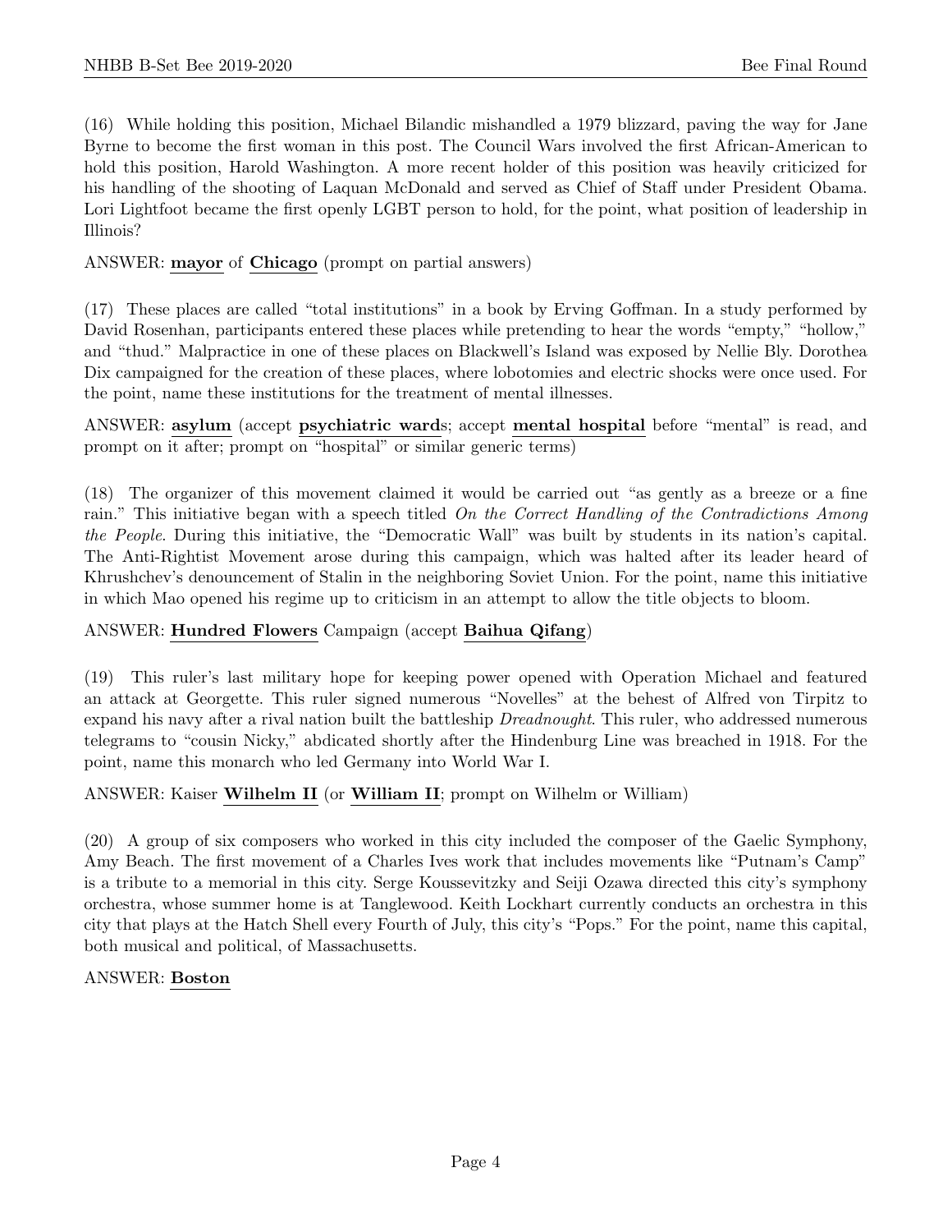(16) While holding this position, Michael Bilandic mishandled a 1979 blizzard, paving the way for Jane Byrne to become the first woman in this post. The Council Wars involved the first African-American to hold this position, Harold Washington. A more recent holder of this position was heavily criticized for his handling of the shooting of Laquan McDonald and served as Chief of Staff under President Obama. Lori Lightfoot became the first openly LGBT person to hold, for the point, what position of leadership in Illinois?

ANSWER: **mayor** of **Chicago** (prompt on partial answers)

(17) These places are called "total institutions" in a book by Erving Goffman. In a study performed by David Rosenhan, participants entered these places while pretending to hear the words "empty," "hollow," and "thud." Malpractice in one of these places on Blackwell's Island was exposed by Nellie Bly. Dorothea Dix campaigned for the creation of these places, where lobotomies and electric shocks were once used. For the point, name these institutions for the treatment of mental illnesses.

ANSWER: **asylum** (accept **psychiatric ward**s; accept **mental hospital** before "mental" is read, and prompt on it after; prompt on "hospital" or similar generic terms)

(18) The organizer of this movement claimed it would be carried out "as gently as a breeze or a fine rain." This initiative began with a speech titled *On the Correct Handling of the Contradictions Among the People*. During this initiative, the "Democratic Wall" was built by students in its nation's capital. The Anti-Rightist Movement arose during this campaign, which was halted after its leader heard of Khrushchev's denouncement of Stalin in the neighboring Soviet Union. For the point, name this initiative in which Mao opened his regime up to criticism in an attempt to allow the title objects to bloom.

ANSWER: **Hundred Flowers** Campaign (accept **Baihua Qifang**)

(19) This ruler's last military hope for keeping power opened with Operation Michael and featured an attack at Georgette. This ruler signed numerous "Novelles" at the behest of Alfred von Tirpitz to expand his navy after a rival nation built the battleship *Dreadnought*. This ruler, who addressed numerous telegrams to "cousin Nicky," abdicated shortly after the Hindenburg Line was breached in 1918. For the point, name this monarch who led Germany into World War I.

ANSWER: Kaiser **Wilhelm II** (or **William II**; prompt on Wilhelm or William)

(20) A group of six composers who worked in this city included the composer of the Gaelic Symphony, Amy Beach. The first movement of a Charles Ives work that includes movements like "Putnam's Camp" is a tribute to a memorial in this city. Serge Koussevitzky and Seiji Ozawa directed this city's symphony orchestra, whose summer home is at Tanglewood. Keith Lockhart currently conducts an orchestra in this city that plays at the Hatch Shell every Fourth of July, this city's "Pops." For the point, name this capital, both musical and political, of Massachusetts.

ANSWER: **Boston**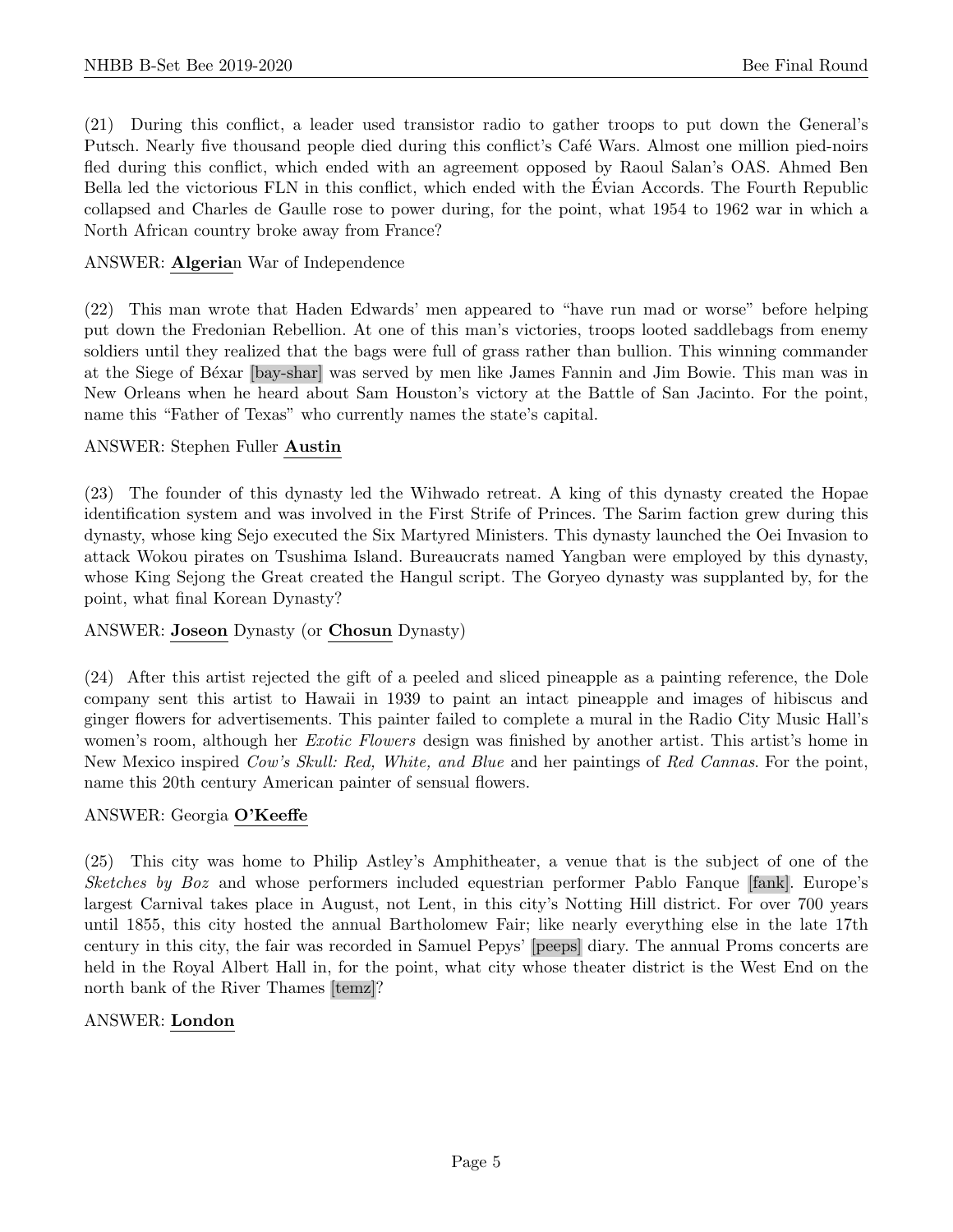(21) During this conflict, a leader used transistor radio to gather troops to put down the General's Putsch. Nearly five thousand people died during this conflict's Café Wars. Almost one million pied-noirs fled during this conflict, which ended with an agreement opposed by Raoul Salan's OAS. Ahmed Ben Bella led the victorious FLN in this conflict, which ended with the Évian Accords. The Fourth Republic collapsed and Charles de Gaulle rose to power during, for the point, what 1954 to 1962 war in which a North African country broke away from France?

ANSWER: **Algeria**n War of Independence

(22) This man wrote that Haden Edwards' men appeared to "have run mad or worse" before helping put down the Fredonian Rebellion. At one of this man's victories, troops looted saddlebags from enemy soldiers until they realized that the bags were full of grass rather than bullion. This winning commander at the Siege of Béxar [bay-shar] was served by men like James Fannin and Jim Bowie. This man was in New Orleans when he heard about Sam Houston's victory at the Battle of San Jacinto. For the point, name this "Father of Texas" who currently names the state's capital.

ANSWER: Stephen Fuller **Austin**

(23) The founder of this dynasty led the Wihwado retreat. A king of this dynasty created the Hopae identification system and was involved in the First Strife of Princes. The Sarim faction grew during this dynasty, whose king Sejo executed the Six Martyred Ministers. This dynasty launched the Oei Invasion to attack Wokou pirates on Tsushima Island. Bureaucrats named Yangban were employed by this dynasty, whose King Sejong the Great created the Hangul script. The Goryeo dynasty was supplanted by, for the point, what final Korean Dynasty?

ANSWER: **Joseon** Dynasty (or **Chosun** Dynasty)

(24) After this artist rejected the gift of a peeled and sliced pineapple as a painting reference, the Dole company sent this artist to Hawaii in 1939 to paint an intact pineapple and images of hibiscus and ginger flowers for advertisements. This painter failed to complete a mural in the Radio City Music Hall's women's room, although her *Exotic Flowers* design was finished by another artist. This artist's home in New Mexico inspired *Cow's Skull: Red, White, and Blue* and her paintings of *Red Cannas*. For the point, name this 20th century American painter of sensual flowers.

ANSWER: Georgia **O'Keeffe**

(25) This city was home to Philip Astley's Amphitheater, a venue that is the subject of one of the *Sketches by Boz* and whose performers included equestrian performer Pablo Fanque [fank]. Europe's largest Carnival takes place in August, not Lent, in this city's Notting Hill district. For over 700 years until 1855, this city hosted the annual Bartholomew Fair; like nearly everything else in the late 17th century in this city, the fair was recorded in Samuel Pepys' [peeps] diary. The annual Proms concerts are held in the Royal Albert Hall in, for the point, what city whose theater district is the West End on the north bank of the River Thames [temz]?

ANSWER: **London**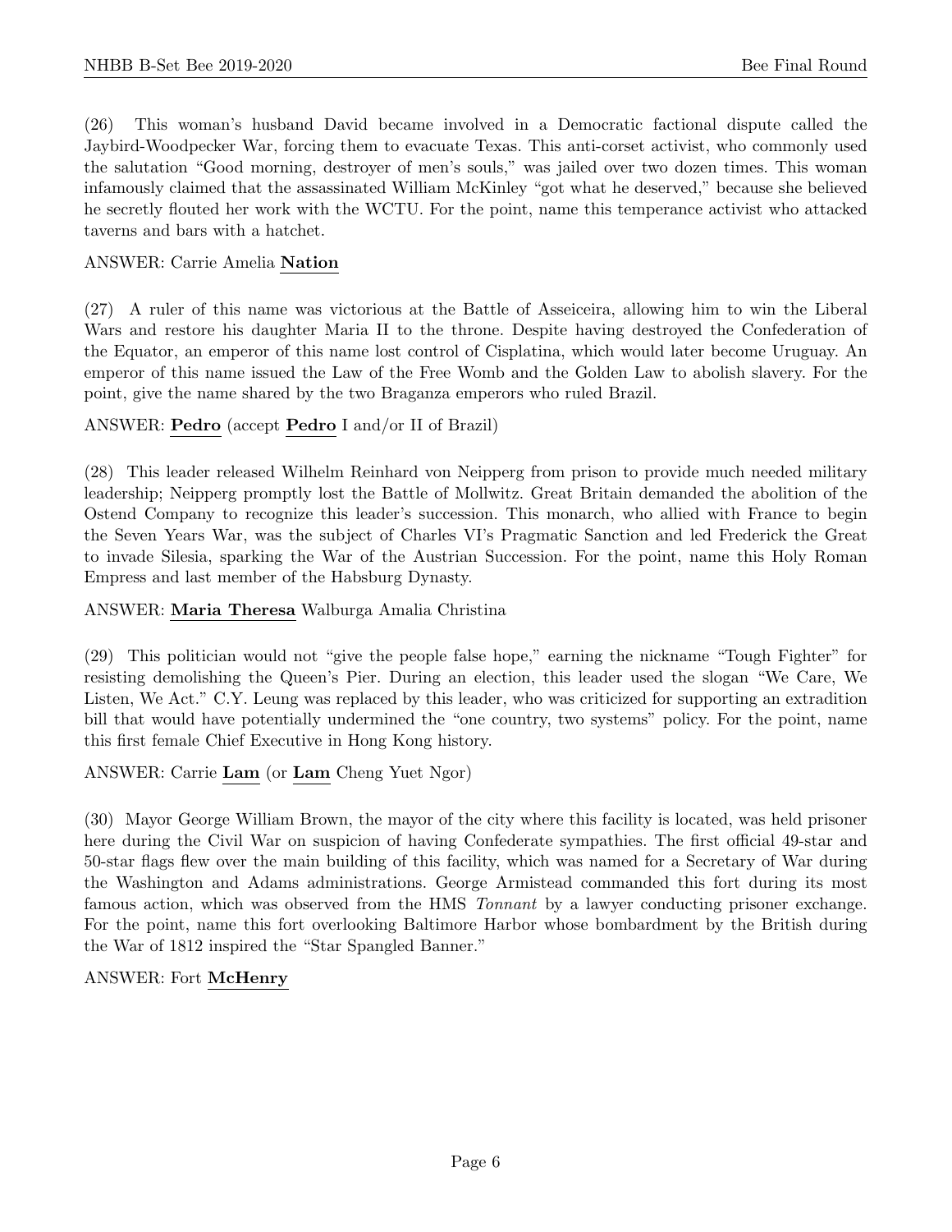(26) This woman's husband David became involved in a Democratic factional dispute called the Jaybird-Woodpecker War, forcing them to evacuate Texas. This anti-corset activist, who commonly used the salutation "Good morning, destroyer of men's souls," was jailed over two dozen times. This woman infamously claimed that the assassinated William McKinley "got what he deserved," because she believed he secretly flouted her work with the WCTU. For the point, name this temperance activist who attacked taverns and bars with a hatchet.

ANSWER: Carrie Amelia **Nation**

(27) A ruler of this name was victorious at the Battle of Asseiceira, allowing him to win the Liberal Wars and restore his daughter Maria II to the throne. Despite having destroyed the Confederation of the Equator, an emperor of this name lost control of Cisplatina, which would later become Uruguay. An emperor of this name issued the Law of the Free Womb and the Golden Law to abolish slavery. For the point, give the name shared by the two Braganza emperors who ruled Brazil.

ANSWER: **Pedro** (accept **Pedro** I and/or II of Brazil)

(28) This leader released Wilhelm Reinhard von Neipperg from prison to provide much needed military leadership; Neipperg promptly lost the Battle of Mollwitz. Great Britain demanded the abolition of the Ostend Company to recognize this leader's succession. This monarch, who allied with France to begin the Seven Years War, was the subject of Charles VI's Pragmatic Sanction and led Frederick the Great to invade Silesia, sparking the War of the Austrian Succession. For the point, name this Holy Roman Empress and last member of the Habsburg Dynasty.

ANSWER: **Maria Theresa** Walburga Amalia Christina

(29) This politician would not "give the people false hope," earning the nickname "Tough Fighter" for resisting demolishing the Queen's Pier. During an election, this leader used the slogan "We Care, We Listen, We Act." C.Y. Leung was replaced by this leader, who was criticized for supporting an extradition bill that would have potentially undermined the "one country, two systems" policy. For the point, name this first female Chief Executive in Hong Kong history.

ANSWER: Carrie **Lam** (or **Lam** Cheng Yuet Ngor)

(30) Mayor George William Brown, the mayor of the city where this facility is located, was held prisoner here during the Civil War on suspicion of having Confederate sympathies. The first official 49-star and 50-star flags flew over the main building of this facility, which was named for a Secretary of War during the Washington and Adams administrations. George Armistead commanded this fort during its most famous action, which was observed from the HMS *Tonnant* by a lawyer conducting prisoner exchange. For the point, name this fort overlooking Baltimore Harbor whose bombardment by the British during the War of 1812 inspired the "Star Spangled Banner."

ANSWER: Fort **McHenry**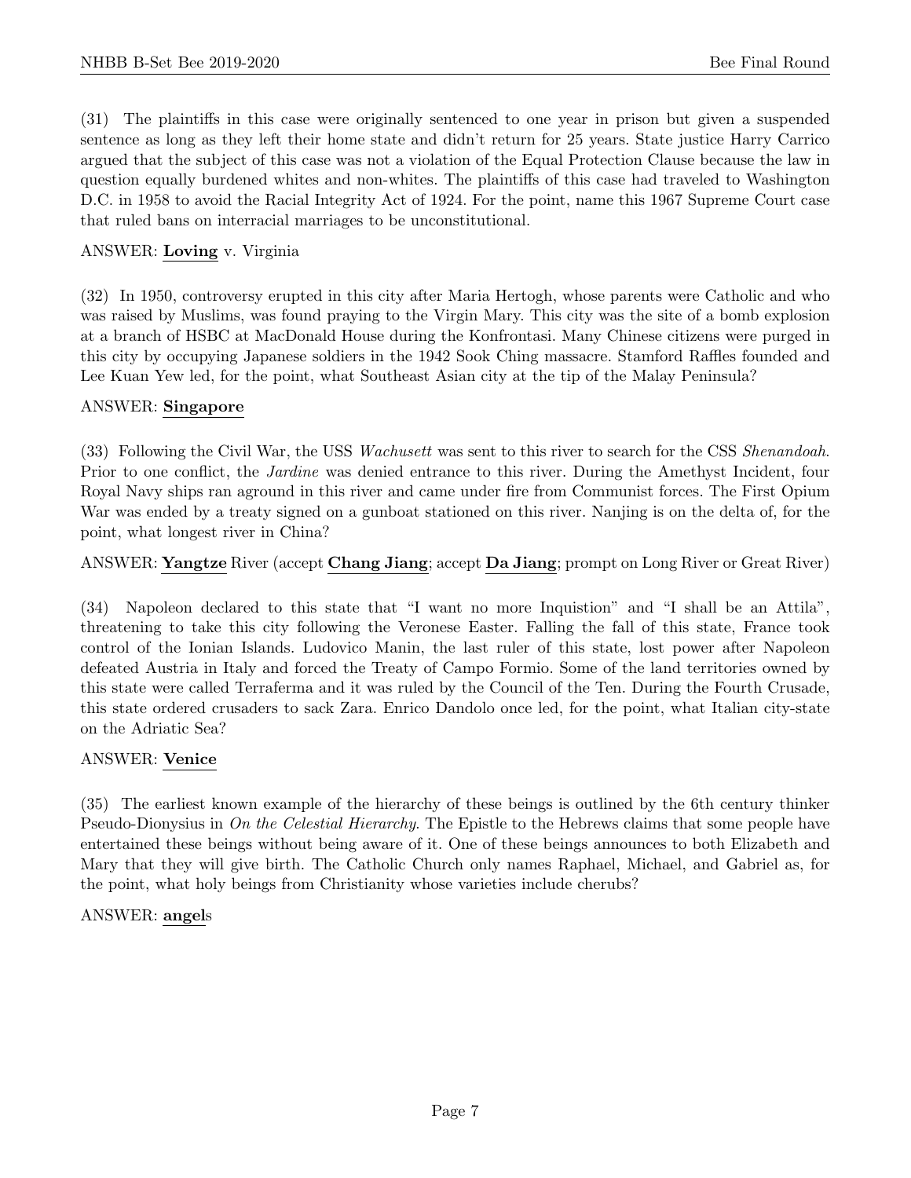(31) The plaintiffs in this case were originally sentenced to one year in prison but given a suspended sentence as long as they left their home state and didn't return for 25 years. State justice Harry Carrico argued that the subject of this case was not a violation of the Equal Protection Clause because the law in question equally burdened whites and non-whites. The plaintiffs of this case had traveled to Washington D.C. in 1958 to avoid the Racial Integrity Act of 1924. For the point, name this 1967 Supreme Court case that ruled bans on interracial marriages to be unconstitutional.

ANSWER: **Loving** v. Virginia

(32) In 1950, controversy erupted in this city after Maria Hertogh, whose parents were Catholic and who was raised by Muslims, was found praying to the Virgin Mary. This city was the site of a bomb explosion at a branch of HSBC at MacDonald House during the Konfrontasi. Many Chinese citizens were purged in this city by occupying Japanese soldiers in the 1942 Sook Ching massacre. Stamford Raffles founded and Lee Kuan Yew led, for the point, what Southeast Asian city at the tip of the Malay Peninsula?

ANSWER: **Singapore**

(33) Following the Civil War, the USS *Wachusett* was sent to this river to search for the CSS *Shenandoah*. Prior to one conflict, the *Jardine* was denied entrance to this river. During the Amethyst Incident, four Royal Navy ships ran aground in this river and came under fire from Communist forces. The First Opium War was ended by a treaty signed on a gunboat stationed on this river. Nanjing is on the delta of, for the point, what longest river in China?

ANSWER: **Yangtze** River (accept **Chang Jiang**; accept **Da Jiang**; prompt on Long River or Great River)

(34) Napoleon declared to this state that "I want no more Inquistion" and "I shall be an Attila", threatening to take this city following the Veronese Easter. Falling the fall of this state, France took control of the Ionian Islands. Ludovico Manin, the last ruler of this state, lost power after Napoleon defeated Austria in Italy and forced the Treaty of Campo Formio. Some of the land territories owned by this state were called Terraferma and it was ruled by the Council of the Ten. During the Fourth Crusade, this state ordered crusaders to sack Zara. Enrico Dandolo once led, for the point, what Italian city-state on the Adriatic Sea?

ANSWER: **Venice**

(35) The earliest known example of the hierarchy of these beings is outlined by the 6th century thinker Pseudo-Dionysius in *On the Celestial Hierarchy*. The Epistle to the Hebrews claims that some people have entertained these beings without being aware of it. One of these beings announces to both Elizabeth and Mary that they will give birth. The Catholic Church only names Raphael, Michael, and Gabriel as, for the point, what holy beings from Christianity whose varieties include cherubs?

ANSWER: **angel**s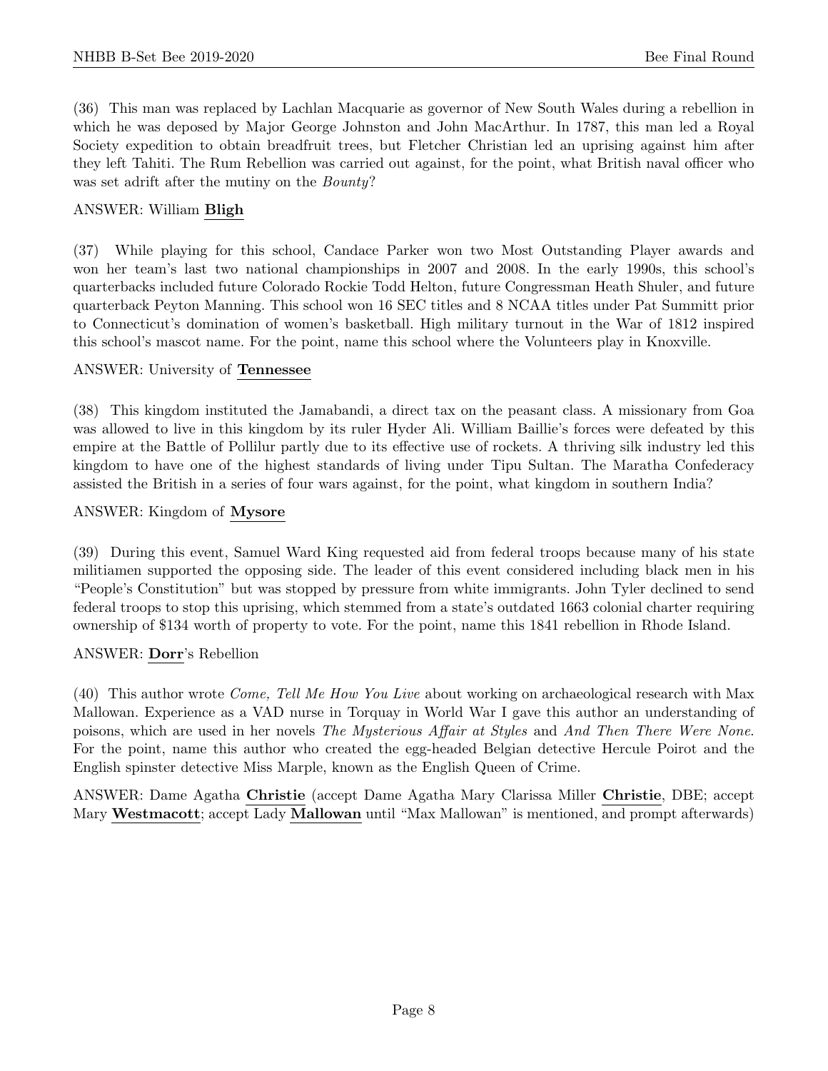(36) This man was replaced by Lachlan Macquarie as governor of New South Wales during a rebellion in which he was deposed by Major George Johnston and John MacArthur. In 1787, this man led a Royal Society expedition to obtain breadfruit trees, but Fletcher Christian led an uprising against him after they left Tahiti. The Rum Rebellion was carried out against, for the point, what British naval officer who was set adrift after the mutiny on the *Bounty*?

ANSWER: William **Bligh**

(37) While playing for this school, Candace Parker won two Most Outstanding Player awards and won her team's last two national championships in 2007 and 2008. In the early 1990s, this school's quarterbacks included future Colorado Rockie Todd Helton, future Congressman Heath Shuler, and future quarterback Peyton Manning. This school won 16 SEC titles and 8 NCAA titles under Pat Summitt prior to Connecticut's domination of women's basketball. High military turnout in the War of 1812 inspired this school's mascot name. For the point, name this school where the Volunteers play in Knoxville.

ANSWER: University of **Tennessee**

(38) This kingdom instituted the Jamabandi, a direct tax on the peasant class. A missionary from Goa was allowed to live in this kingdom by its ruler Hyder Ali. William Baillie's forces were defeated by this empire at the Battle of Pollilur partly due to its effective use of rockets. A thriving silk industry led this kingdom to have one of the highest standards of living under Tipu Sultan. The Maratha Confederacy assisted the British in a series of four wars against, for the point, what kingdom in southern India?

ANSWER: Kingdom of **Mysore**

(39) During this event, Samuel Ward King requested aid from federal troops because many of his state militiamen supported the opposing side. The leader of this event considered including black men in his "People's Constitution" but was stopped by pressure from white immigrants. John Tyler declined to send federal troops to stop this uprising, which stemmed from a state's outdated 1663 colonial charter requiring ownership of $134 worth of property to vote. For the point, name this 1841 rebellion in Rhode Island.

ANSWER: **Dorr**'s Rebellion

(40) This author wrote *Come, Tell Me How You Live* about working on archaeological research with Max Mallowan. Experience as a VAD nurse in Torquay in World War I gave this author an understanding of poisons, which are used in her novels *The Mysterious Affair at Styles* and *And Then There Were None*. For the point, name this author who created the egg-headed Belgian detective Hercule Poirot and the English spinster detective Miss Marple, known as the English Queen of Crime.

ANSWER: Dame Agatha **Christie** (accept Dame Agatha Mary Clarissa Miller **Christie**, DBE; accept Mary **Westmacott**; accept Lady **Mallowan** until "Max Mallowan" is mentioned, and prompt afterwards)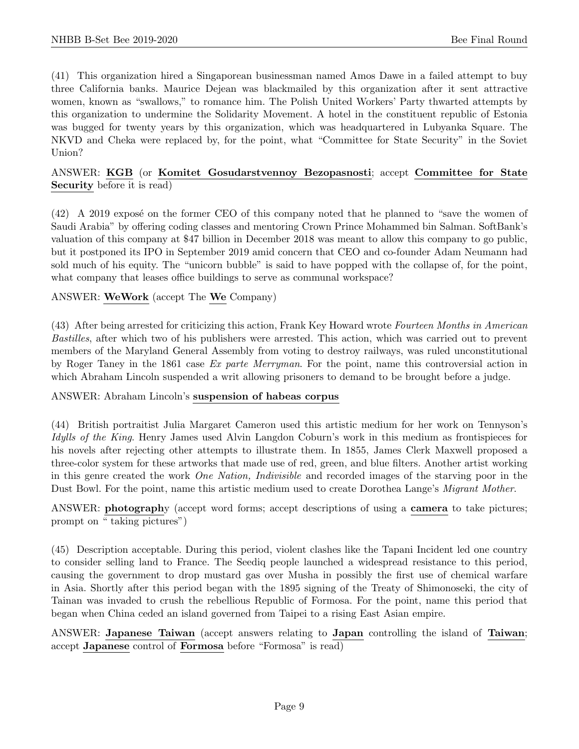(41) This organization hired a Singaporean businessman named Amos Dawe in a failed attempt to buy three California banks. Maurice Dejean was blackmailed by this organization after it sent attractive women, known as "swallows," to romance him. The Polish United Workers' Party thwarted attempts by this organization to undermine the Solidarity Movement. A hotel in the constituent republic of Estonia was bugged for twenty years by this organization, which was headquartered in Lubyanka Square. The NKVD and Cheka were replaced by, for the point, what "Committee for State Security" in the Soviet Union?

ANSWER: **KGB** (or **Komitet Gosudarstvennoy Bezopasnosti**; accept **Committee for State Security** before it is read)

(42) A 2019 exposé on the former CEO of this company noted that he planned to "save the women of Saudi Arabia" by offering coding classes and mentoring Crown Prince Mohammed bin Salman. SoftBank's valuation of this company at $47 billion in December 2018 was meant to allow this company to go public, but it postponed its IPO in September 2019 amid concern that CEO and co-founder Adam Neumann had sold much of his equity. The "unicorn bubble" is said to have popped with the collapse of, for the point, what company that leases office buildings to serve as communal workspace?

ANSWER: **WeWork** (accept The **We** Company)

(43) After being arrested for criticizing this action, Frank Key Howard wrote *Fourteen Months in American Bastilles*, after which two of his publishers were arrested. This action, which was carried out to prevent members of the Maryland General Assembly from voting to destroy railways, was ruled unconstitutional by Roger Taney in the 1861 case *Ex parte Merryman*. For the point, name this controversial action in which Abraham Lincoln suspended a writ allowing prisoners to demand to be brought before a judge.

ANSWER: Abraham Lincoln's **suspension of habeas corpus**

(44) British portraitist Julia Margaret Cameron used this artistic medium for her work on Tennyson's *Idylls of the King*. Henry James used Alvin Langdon Coburn's work in this medium as frontispieces for his novels after rejecting other attempts to illustrate them. In 1855, James Clerk Maxwell proposed a three-color system for these artworks that made use of red, green, and blue filters. Another artist working in this genre created the work *One Nation, Indivisible* and recorded images of the starving poor in the Dust Bowl. For the point, name this artistic medium used to create Dorothea Lange's *Migrant Mother*.

ANSWER: **photograph**y (accept word forms; accept descriptions of using a **camera** to take pictures; prompt on " taking pictures")

(45) Description acceptable. During this period, violent clashes like the Tapani Incident led one country to consider selling land to France. The Seediq people launched a widespread resistance to this period, causing the government to drop mustard gas over Musha in possibly the first use of chemical warfare in Asia. Shortly after this period began with the 1895 signing of the Treaty of Shimonoseki, the city of Tainan was invaded to crush the rebellious Republic of Formosa. For the point, name this period that began when China ceded an island governed from Taipei to a rising East Asian empire.

ANSWER: **Japanese Taiwan** (accept answers relating to **Japan** controlling the island of **Taiwan**; accept **Japanese** control of **Formosa** before "Formosa" is read)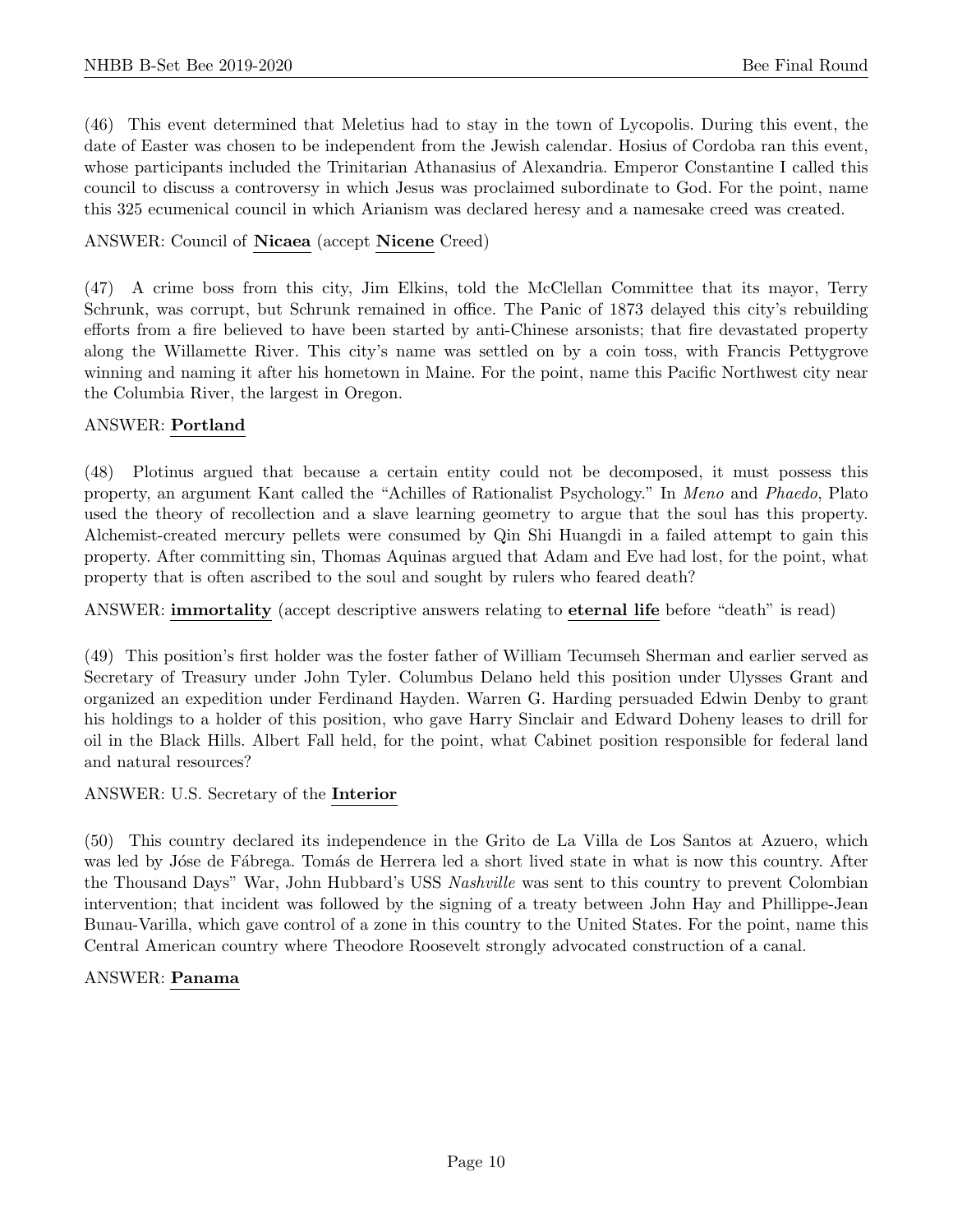(46) This event determined that Meletius had to stay in the town of Lycopolis. During this event, the date of Easter was chosen to be independent from the Jewish calendar. Hosius of Cordoba ran this event, whose participants included the Trinitarian Athanasius of Alexandria. Emperor Constantine I called this council to discuss a controversy in which Jesus was proclaimed subordinate to God. For the point, name this 325 ecumenical council in which Arianism was declared heresy and a namesake creed was created.

ANSWER: Council of **Nicaea** (accept **Nicene** Creed)

(47) A crime boss from this city, Jim Elkins, told the McClellan Committee that its mayor, Terry Schrunk, was corrupt, but Schrunk remained in office. The Panic of 1873 delayed this city's rebuilding efforts from a fire believed to have been started by anti-Chinese arsonists; that fire devastated property along the Willamette River. This city's name was settled on by a coin toss, with Francis Pettygrove winning and naming it after his hometown in Maine. For the point, name this Pacific Northwest city near the Columbia River, the largest in Oregon.

ANSWER: **Portland**

(48) Plotinus argued that because a certain entity could not be decomposed, it must possess this property, an argument Kant called the "Achilles of Rationalist Psychology." In *Meno* and *Phaedo*, Plato used the theory of recollection and a slave learning geometry to argue that the soul has this property. Alchemist-created mercury pellets were consumed by Qin Shi Huangdi in a failed attempt to gain this property. After committing sin, Thomas Aquinas argued that Adam and Eve had lost, for the point, what property that is often ascribed to the soul and sought by rulers who feared death?

ANSWER: **immortality** (accept descriptive answers relating to **eternal life** before "death" is read)

(49) This position's first holder was the foster father of William Tecumseh Sherman and earlier served as Secretary of Treasury under John Tyler. Columbus Delano held this position under Ulysses Grant and organized an expedition under Ferdinand Hayden. Warren G. Harding persuaded Edwin Denby to grant his holdings to a holder of this position, who gave Harry Sinclair and Edward Doheny leases to drill for oil in the Black Hills. Albert Fall held, for the point, what Cabinet position responsible for federal land and natural resources?

ANSWER: U.S. Secretary of the **Interior**

(50) This country declared its independence in the Grito de La Villa de Los Santos at Azuero, which was led by Jóse de Fábrega. Tomás de Herrera led a short lived state in what is now this country. After the Thousand Days" War, John Hubbard's USS *Nashville* was sent to this country to prevent Colombian intervention; that incident was followed by the signing of a treaty between John Hay and Phillippe-Jean Bunau-Varilla, which gave control of a zone in this country to the United States. For the point, name this Central American country where Theodore Roosevelt strongly advocated construction of a canal.

ANSWER: **Panama**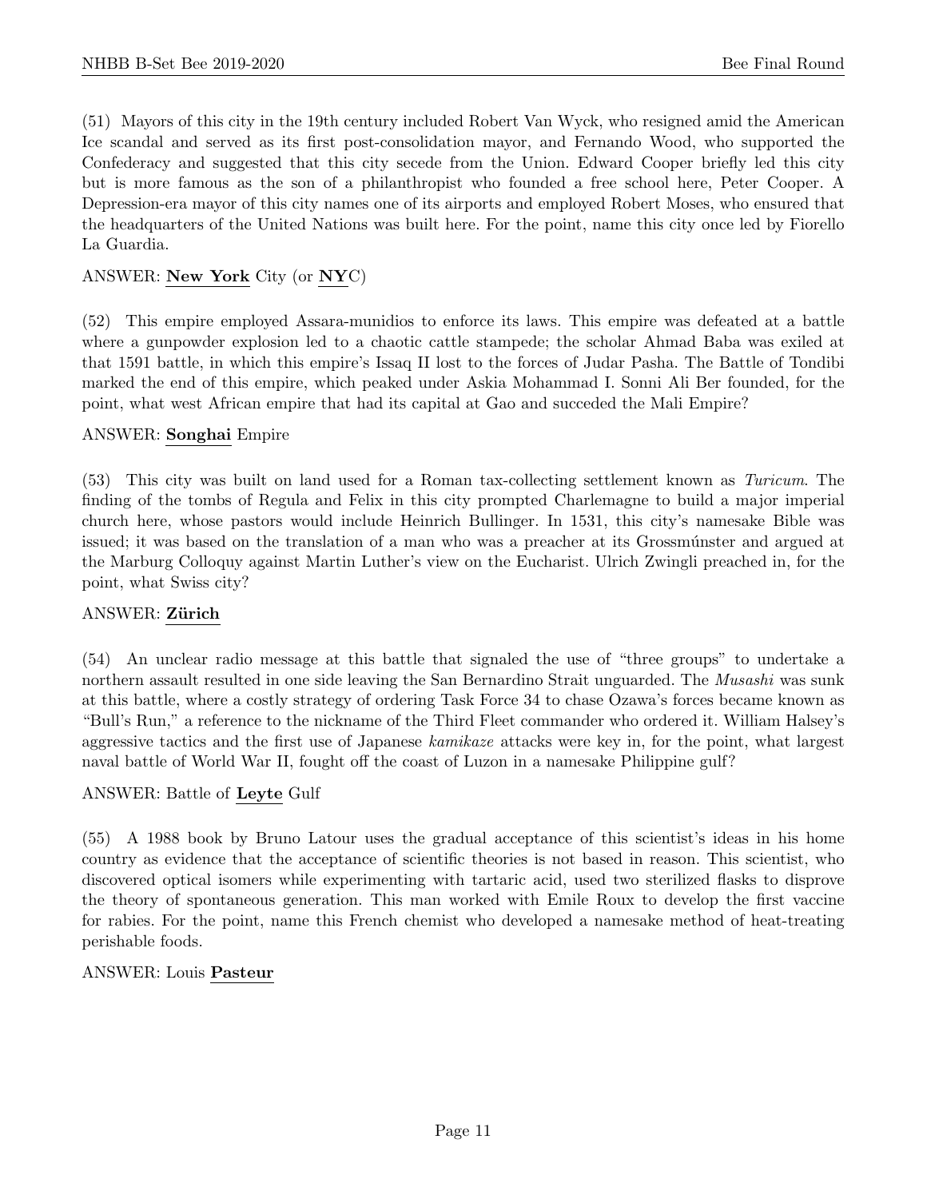(51) Mayors of this city in the 19th century included Robert Van Wyck, who resigned amid the American Ice scandal and served as its first post-consolidation mayor, and Fernando Wood, who supported the Confederacy and suggested that this city secede from the Union. Edward Cooper briefly led this city but is more famous as the son of a philanthropist who founded a free school here, Peter Cooper. A Depression-era mayor of this city names one of its airports and employed Robert Moses, who ensured that the headquarters of the United Nations was built here. For the point, name this city once led by Fiorello La Guardia.

ANSWER: **New York** City (or **NY**C)

(52) This empire employed Assara-munidios to enforce its laws. This empire was defeated at a battle where a gunpowder explosion led to a chaotic cattle stampede; the scholar Ahmad Baba was exiled at that 1591 battle, in which this empire's Issaq II lost to the forces of Judar Pasha. The Battle of Tondibi marked the end of this empire, which peaked under Askia Mohammad I. Sonni Ali Ber founded, for the point, what west African empire that had its capital at Gao and succeded the Mali Empire?

ANSWER: **Songhai** Empire

(53) This city was built on land used for a Roman tax-collecting settlement known as *Turicum*. The finding of the tombs of Regula and Felix in this city prompted Charlemagne to build a major imperial church here, whose pastors would include Heinrich Bullinger. In 1531, this city's namesake Bible was issued; it was based on the translation of a man who was a preacher at its Grossmúnster and argued at the Marburg Colloquy against Martin Luther's view on the Eucharist. Ulrich Zwingli preached in, for the point, what Swiss city?

ANSWER: **Zürich**

(54) An unclear radio message at this battle that signaled the use of "three groups" to undertake a northern assault resulted in one side leaving the San Bernardino Strait unguarded. The *Musashi* was sunk at this battle, where a costly strategy of ordering Task Force 34 to chase Ozawa's forces became known as "Bull's Run," a reference to the nickname of the Third Fleet commander who ordered it. William Halsey's aggressive tactics and the first use of Japanese *kamikaze* attacks were key in, for the point, what largest naval battle of World War II, fought off the coast of Luzon in a namesake Philippine gulf?

ANSWER: Battle of **Leyte** Gulf

(55) A 1988 book by Bruno Latour uses the gradual acceptance of this scientist's ideas in his home country as evidence that the acceptance of scientific theories is not based in reason. This scientist, who discovered optical isomers while experimenting with tartaric acid, used two sterilized flasks to disprove the theory of spontaneous generation. This man worked with Emile Roux to develop the first vaccine for rabies. For the point, name this French chemist who developed a namesake method of heat-treating perishable foods.

ANSWER: Louis **Pasteur**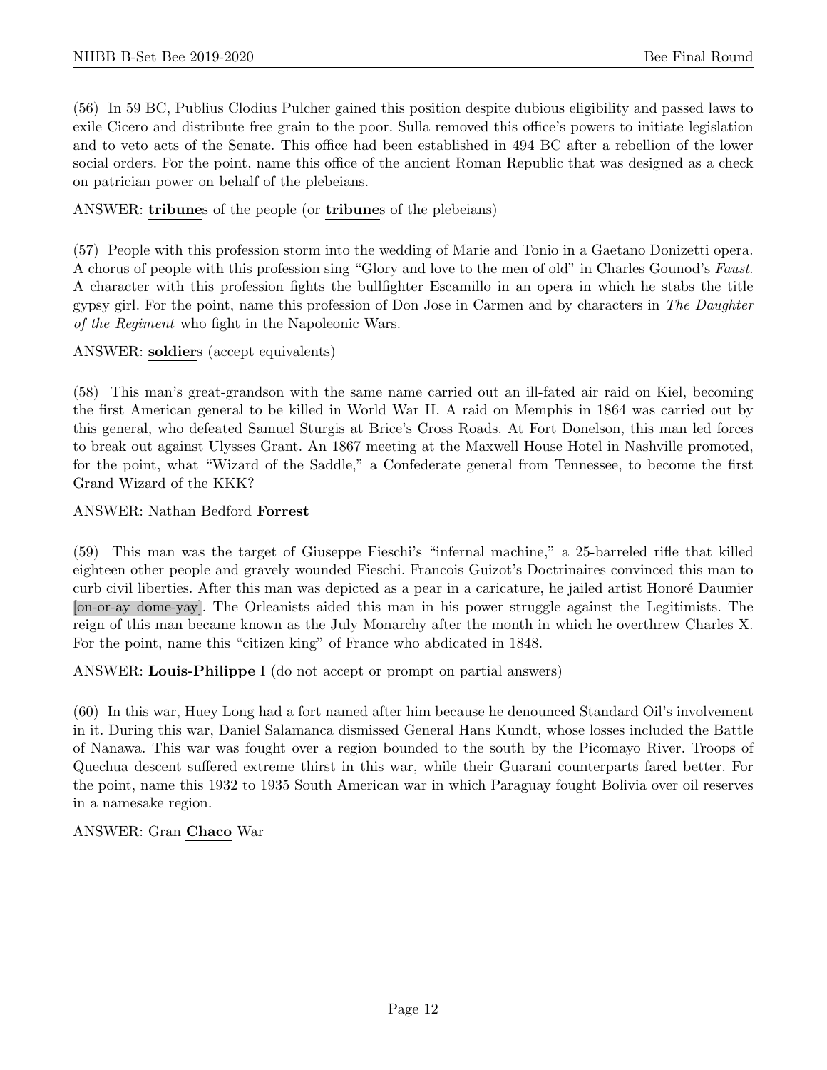(56) In 59 BC, Publius Clodius Pulcher gained this position despite dubious eligibility and passed laws to exile Cicero and distribute free grain to the poor. Sulla removed this office's powers to initiate legislation and to veto acts of the Senate. This office had been established in 494 BC after a rebellion of the lower social orders. For the point, name this office of the ancient Roman Republic that was designed as a check on patrician power on behalf of the plebeians.

ANSWER: **tribune**s of the people (or **tribune**s of the plebeians)

(57) People with this profession storm into the wedding of Marie and Tonio in a Gaetano Donizetti opera. A chorus of people with this profession sing "Glory and love to the men of old" in Charles Gounod's *Faust*. A character with this profession fights the bullfighter Escamillo in an opera in which he stabs the title gypsy girl. For the point, name this profession of Don Jose in Carmen and by characters in *The Daughter of the Regiment* who fight in the Napoleonic Wars.

ANSWER: **soldier**s (accept equivalents)

(58) This man's great-grandson with the same name carried out an ill-fated air raid on Kiel, becoming the first American general to be killed in World War II. A raid on Memphis in 1864 was carried out by this general, who defeated Samuel Sturgis at Brice's Cross Roads. At Fort Donelson, this man led forces to break out against Ulysses Grant. An 1867 meeting at the Maxwell House Hotel in Nashville promoted, for the point, what "Wizard of the Saddle," a Confederate general from Tennessee, to become the first Grand Wizard of the KKK?

ANSWER: Nathan Bedford **Forrest**

(59) This man was the target of Giuseppe Fieschi's "infernal machine," a 25-barreled rifle that killed eighteen other people and gravely wounded Fieschi. Francois Guizot's Doctrinaires convinced this man to curb civil liberties. After this man was depicted as a pear in a caricature, he jailed artist Honoré Daumier [on-or-ay dome-yay]. The Orleanists aided this man in his power struggle against the Legitimists. The reign of this man became known as the July Monarchy after the month in which he overthrew Charles X. For the point, name this "citizen king" of France who abdicated in 1848.

ANSWER: **Louis-Philippe** I (do not accept or prompt on partial answers)

(60) In this war, Huey Long had a fort named after him because he denounced Standard Oil's involvement in it. During this war, Daniel Salamanca dismissed General Hans Kundt, whose losses included the Battle of Nanawa. This war was fought over a region bounded to the south by the Picomayo River. Troops of Quechua descent suffered extreme thirst in this war, while their Guarani counterparts fared better. For the point, name this 1932 to 1935 South American war in which Paraguay fought Bolivia over oil reserves in a namesake region.

ANSWER: Gran **Chaco** War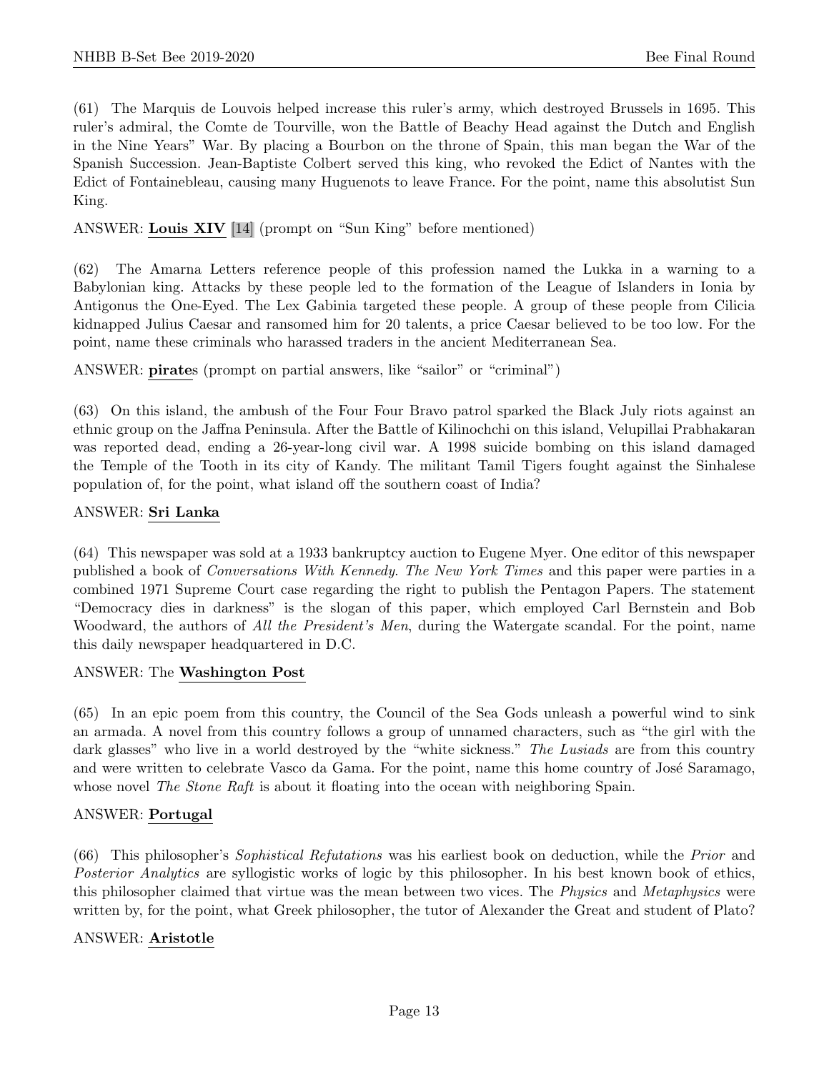(61) The Marquis de Louvois helped increase this ruler's army, which destroyed Brussels in 1695. This ruler's admiral, the Comte de Tourville, won the Battle of Beachy Head against the Dutch and English in the Nine Years" War. By placing a Bourbon on the throne of Spain, this man began the War of the Spanish Succession. Jean-Baptiste Colbert served this king, who revoked the Edict of Nantes with the Edict of Fontainebleau, causing many Huguenots to leave France. For the point, name this absolutist Sun King.

ANSWER: **Louis XIV** [14] (prompt on "Sun King" before mentioned)

(62) The Amarna Letters reference people of this profession named the Lukka in a warning to a Babylonian king. Attacks by these people led to the formation of the League of Islanders in Ionia by Antigonus the One-Eyed. The Lex Gabinia targeted these people. A group of these people from Cilicia kidnapped Julius Caesar and ransomed him for 20 talents, a price Caesar believed to be too low. For the point, name these criminals who harassed traders in the ancient Mediterranean Sea.

ANSWER: **pirate**s (prompt on partial answers, like "sailor" or "criminal")

(63) On this island, the ambush of the Four Four Bravo patrol sparked the Black July riots against an ethnic group on the Jaffna Peninsula. After the Battle of Kilinochchi on this island, Velupillai Prabhakaran was reported dead, ending a 26-year-long civil war. A 1998 suicide bombing on this island damaged the Temple of the Tooth in its city of Kandy. The militant Tamil Tigers fought against the Sinhalese population of, for the point, what island off the southern coast of India?

ANSWER: **Sri Lanka**

(64) This newspaper was sold at a 1933 bankruptcy auction to Eugene Myer. One editor of this newspaper published a book of *Conversations With Kennedy*. *The New York Times* and this paper were parties in a combined 1971 Supreme Court case regarding the right to publish the Pentagon Papers. The statement "Democracy dies in darkness" is the slogan of this paper, which employed Carl Bernstein and Bob Woodward, the authors of *All the President's Men*, during the Watergate scandal. For the point, name this daily newspaper headquartered in D.C.

ANSWER: The **Washington Post**

(65) In an epic poem from this country, the Council of the Sea Gods unleash a powerful wind to sink an armada. A novel from this country follows a group of unnamed characters, such as "the girl with the dark glasses" who live in a world destroyed by the "white sickness." *The Lusiads* are from this country and were written to celebrate Vasco da Gama. For the point, name this home country of José Saramago, whose novel *The Stone Raft* is about it floating into the ocean with neighboring Spain.

ANSWER: **Portugal**

(66) This philosopher's *Sophistical Refutations* was his earliest book on deduction, while the *Prior* and *Posterior Analytics* are syllogistic works of logic by this philosopher. In his best known book of ethics, this philosopher claimed that virtue was the mean between two vices. The *Physics* and *Metaphysics* were written by, for the point, what Greek philosopher, the tutor of Alexander the Great and student of Plato?

ANSWER: **Aristotle**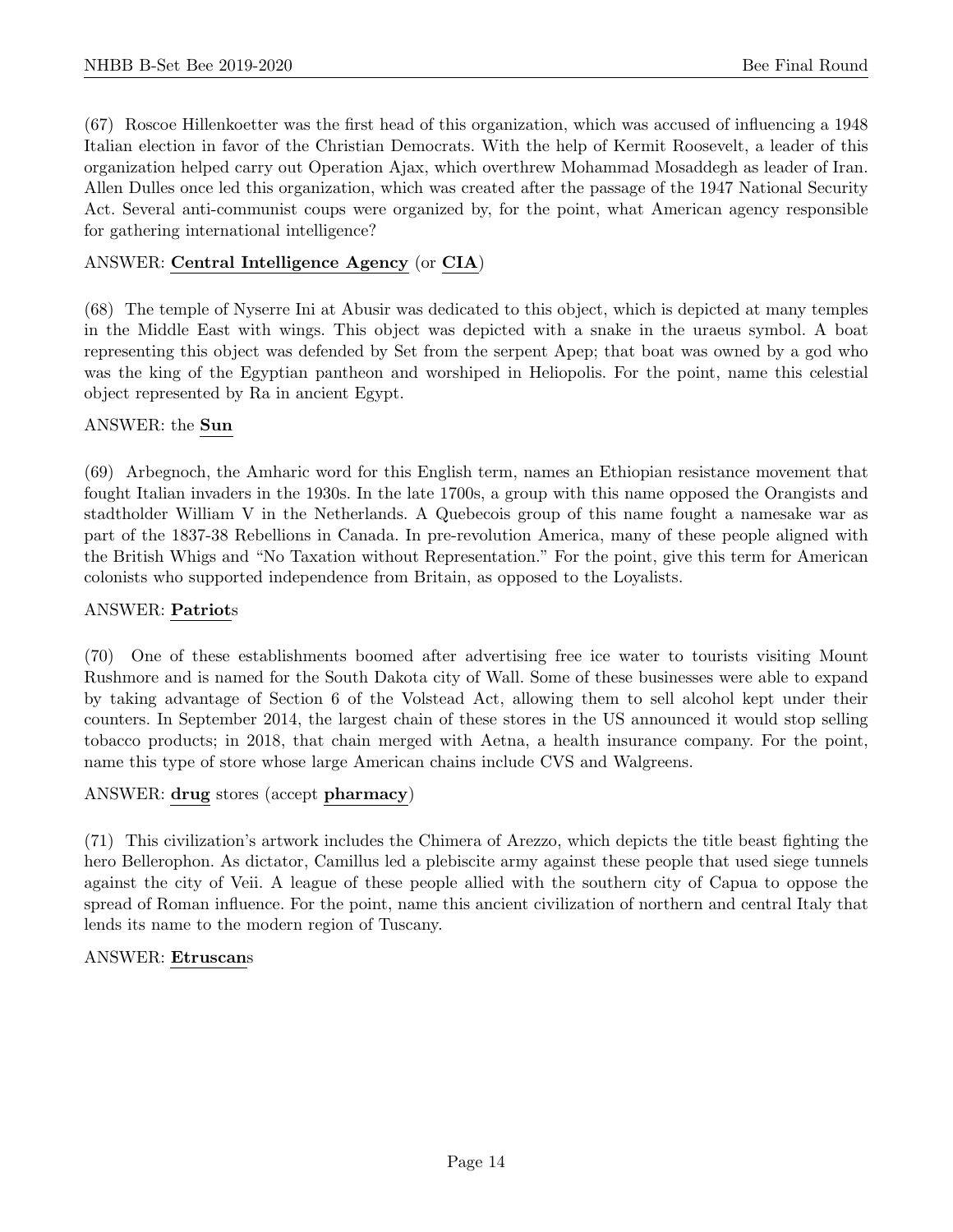(67) Roscoe Hillenkoetter was the first head of this organization, which was accused of influencing a 1948 Italian election in favor of the Christian Democrats. With the help of Kermit Roosevelt, a leader of this organization helped carry out Operation Ajax, which overthrew Mohammad Mosaddegh as leader of Iran. Allen Dulles once led this organization, which was created after the passage of the 1947 National Security Act. Several anti-communist coups were organized by, for the point, what American agency responsible for gathering international intelligence?

ANSWER: **Central Intelligence Agency** (or **CIA**)

(68) The temple of Nyserre Ini at Abusir was dedicated to this object, which is depicted at many temples in the Middle East with wings. This object was depicted with a snake in the uraeus symbol. A boat representing this object was defended by Set from the serpent Apep; that boat was owned by a god who was the king of the Egyptian pantheon and worshiped in Heliopolis. For the point, name this celestial object represented by Ra in ancient Egypt.

ANSWER: the **Sun**

(69) Arbegnoch, the Amharic word for this English term, names an Ethiopian resistance movement that fought Italian invaders in the 1930s. In the late 1700s, a group with this name opposed the Orangists and stadtholder William V in the Netherlands. A Quebecois group of this name fought a namesake war as part of the 1837-38 Rebellions in Canada. In pre-revolution America, many of these people aligned with the British Whigs and "No Taxation without Representation." For the point, give this term for American colonists who supported independence from Britain, as opposed to the Loyalists.

ANSWER: **Patriot**s

(70) One of these establishments boomed after advertising free ice water to tourists visiting Mount Rushmore and is named for the South Dakota city of Wall. Some of these businesses were able to expand by taking advantage of Section 6 of the Volstead Act, allowing them to sell alcohol kept under their counters. In September 2014, the largest chain of these stores in the US announced it would stop selling tobacco products; in 2018, that chain merged with Aetna, a health insurance company. For the point, name this type of store whose large American chains include CVS and Walgreens.

ANSWER: **drug** stores (accept **pharmacy**)

(71) This civilization's artwork includes the Chimera of Arezzo, which depicts the title beast fighting the hero Bellerophon. As dictator, Camillus led a plebiscite army against these people that used siege tunnels against the city of Veii. A league of these people allied with the southern city of Capua to oppose the spread of Roman influence. For the point, name this ancient civilization of northern and central Italy that lends its name to the modern region of Tuscany.

ANSWER: **Etruscan**s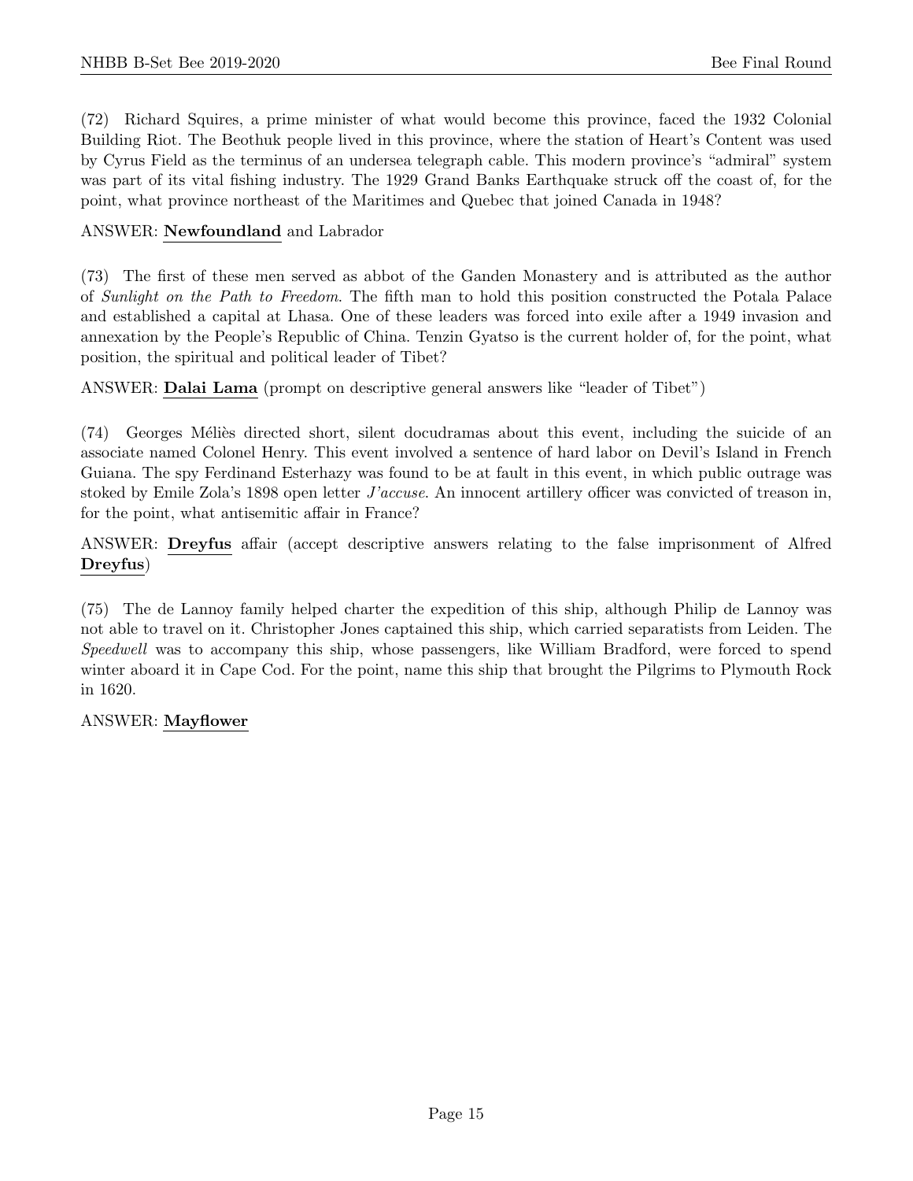(72) Richard Squires, a prime minister of what would become this province, faced the 1932 Colonial Building Riot. The Beothuk people lived in this province, where the station of Heart's Content was used by Cyrus Field as the terminus of an undersea telegraph cable. This modern province's "admiral" system was part of its vital fishing industry. The 1929 Grand Banks Earthquake struck off the coast of, for the point, what province northeast of the Maritimes and Quebec that joined Canada in 1948?

ANSWER: **Newfoundland** and Labrador

(73) The first of these men served as abbot of the Ganden Monastery and is attributed as the author of *Sunlight on the Path to Freedom*. The fifth man to hold this position constructed the Potala Palace and established a capital at Lhasa. One of these leaders was forced into exile after a 1949 invasion and annexation by the People's Republic of China. Tenzin Gyatso is the current holder of, for the point, what position, the spiritual and political leader of Tibet?

ANSWER: **Dalai Lama** (prompt on descriptive general answers like "leader of Tibet")

(74) Georges Méliès directed short, silent docudramas about this event, including the suicide of an associate named Colonel Henry. This event involved a sentence of hard labor on Devil's Island in French Guiana. The spy Ferdinand Esterhazy was found to be at fault in this event, in which public outrage was stoked by Emile Zola's 1898 open letter *J'accuse*. An innocent artillery officer was convicted of treason in, for the point, what antisemitic affair in France?

ANSWER: **Dreyfus** affair (accept descriptive answers relating to the false imprisonment of Alfred **Dreyfus**)

(75) The de Lannoy family helped charter the expedition of this ship, although Philip de Lannoy was not able to travel on it. Christopher Jones captained this ship, which carried separatists from Leiden. The *Speedwell* was to accompany this ship, whose passengers, like William Bradford, were forced to spend winter aboard it in Cape Cod. For the point, name this ship that brought the Pilgrims to Plymouth Rock in 1620.

ANSWER: **Mayflower**